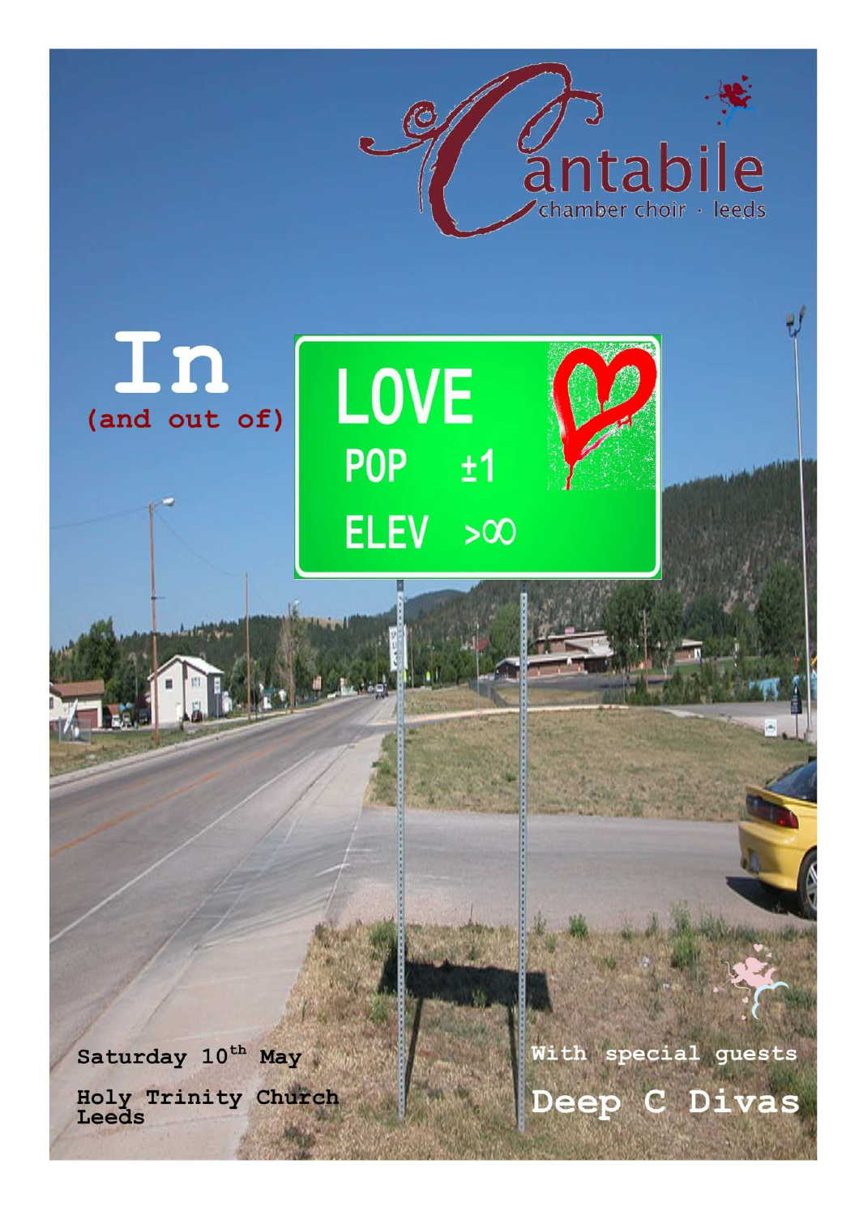# Cantabile

chamber choir · leeds

# In

(and out of)

LOVE

POP ±1

ELEV >∞

Saturday 10th May

Holy Trinity Church
Leeds

With special guests

**Deep C Divas**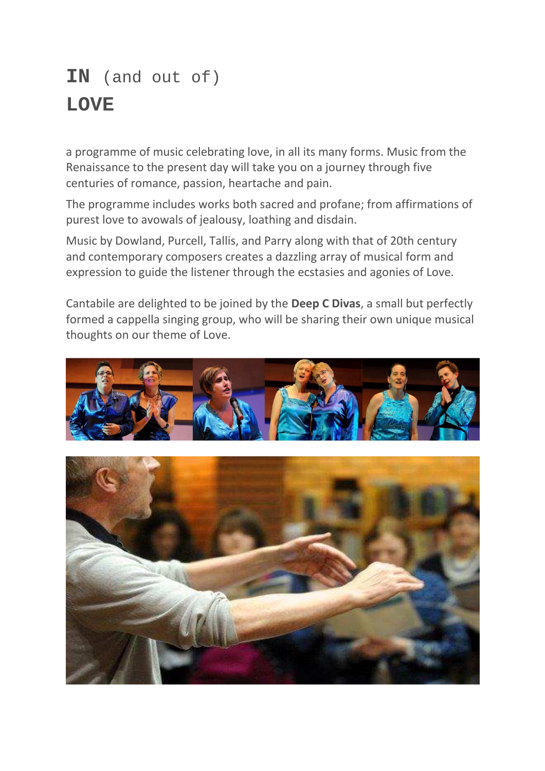# **IN** (and out of) **LOVE**

a programme of music celebrating love, in all its many forms. Music from the Renaissance to the present day will take you on a journey through five centuries of romance, passion, heartache and pain.

The programme includes works both sacred and profane; from affirmations of purest love to avowals of jealousy, loathing and disdain.

Music by Dowland, Purcell, Tallis, and Parry along with that of 20th century and contemporary composers creates a dazzling array of musical form and expression to guide the listener through the ecstasies and agonies of Love.

Cantabile are delighted to be joined by the **Deep C Divas**, a small but perfectly formed a cappella singing group, who will be sharing their own unique musical thoughts on our theme of Love.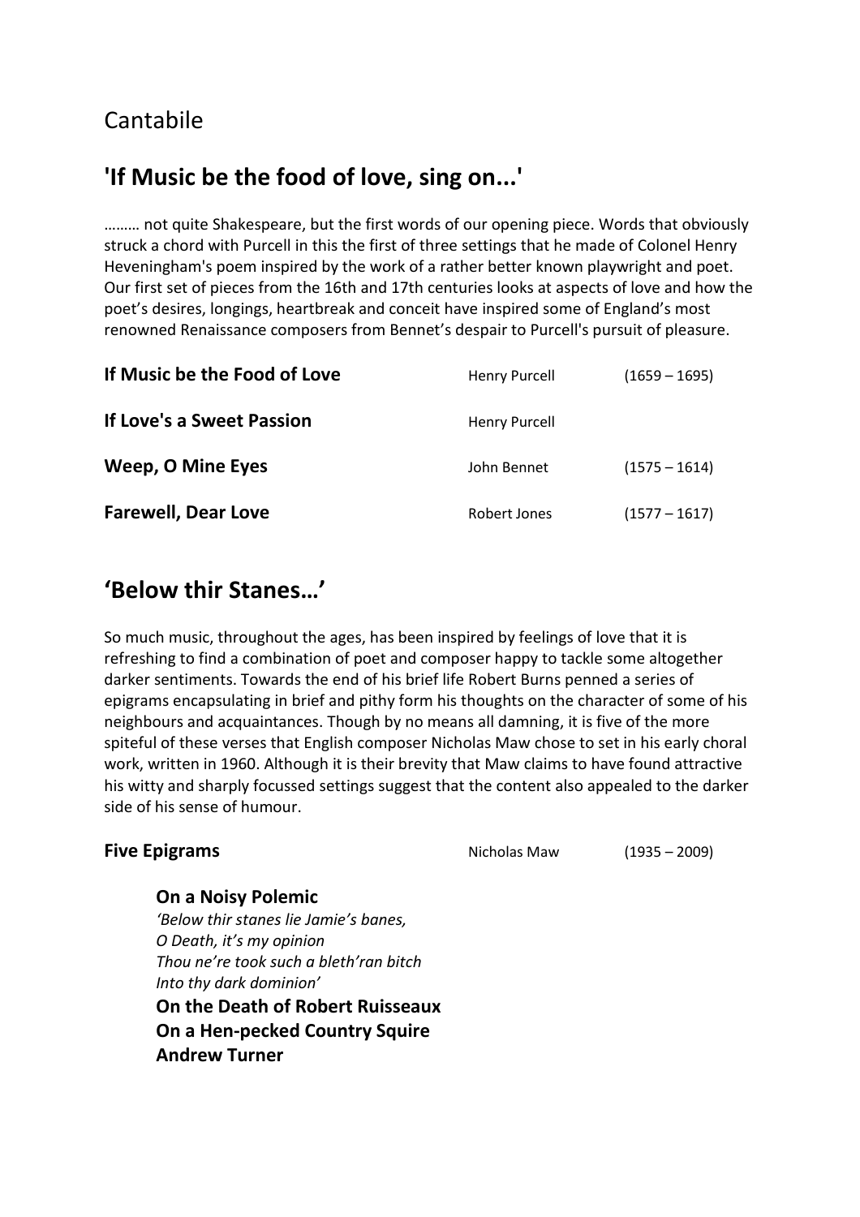# Cantabile

## 'If Music be the food of love, sing on...'

……… not quite Shakespeare, but the first words of our opening piece. Words that obviously struck a chord with Purcell in this the first of three settings that he made of Colonel Henry Heveningham's poem inspired by the work of a rather better known playwright and poet. Our first set of pieces from the 16th and 17th centuries looks at aspects of love and how the poet's desires, longings, heartbreak and conceit have inspired some of England's most renowned Renaissance composers from Bennet's despair to Purcell's pursuit of pleasure.

| | | |
|---|---|---|
| **If Music be the Food of Love** | Henry Purcell | (1659 – 1695) |
| **If Love's a Sweet Passion** | Henry Purcell | |
| **Weep, O Mine Eyes** | John Bennet | (1575 – 1614) |
| **Farewell, Dear Love** | Robert Jones | (1577 – 1617) |

## 'Below thir Stanes…'

So much music, throughout the ages, has been inspired by feelings of love that it is refreshing to find a combination of poet and composer happy to tackle some altogether darker sentiments. Towards the end of his brief life Robert Burns penned a series of epigrams encapsulating in brief and pithy form his thoughts on the character of some of his neighbours and acquaintances. Though by no means all damning, it is five of the more spiteful of these verses that English composer Nicholas Maw chose to set in his early choral work, written in 1960. Although it is their brevity that Maw claims to have found attractive his witty and sharply focussed settings suggest that the content also appealed to the darker side of his sense of humour.

| | | |
|---|---|---|
| **Five Epigrams** | Nicholas Maw | (1935 – 2009) |

**On a Noisy Polemic**
*'Below thir stanes lie Jamie's banes,*
*O Death, it's my opinion*
*Thou ne're took such a bleth'ran bitch*
*Into thy dark dominion'*

**On the Death of Robert Ruisseaux**

**On a Hen-pecked Country Squire**

**Andrew Turner**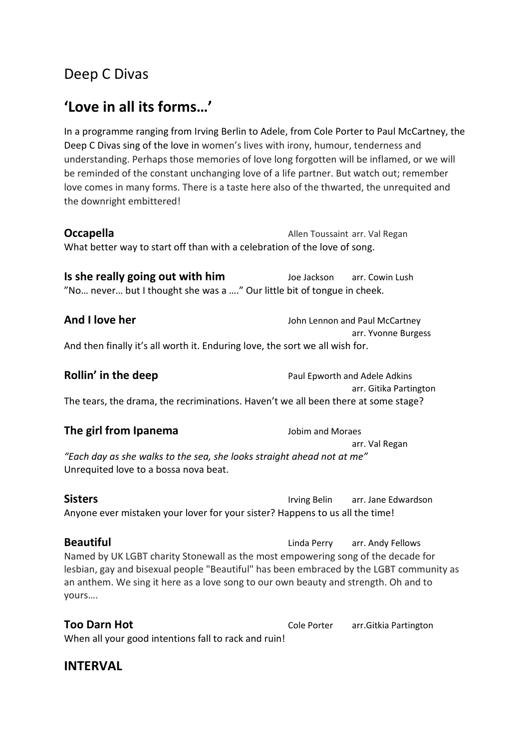Deep C Divas

## 'Love in all its forms…'

In a programme ranging from Irving Berlin to Adele, from Cole Porter to Paul McCartney, the Deep C Divas sing of the love in women's lives with irony, humour, tenderness and understanding. Perhaps those memories of love long forgotten will be inflamed, or we will be reminded of the constant unchanging love of a life partner. But watch out; remember love comes in many forms. There is a taste here also of the thwarted, the unrequited and the downright embittered!

**Occapella** — Allen Toussaint arr. Val Regan

What better way to start off than with a celebration of the love of song.

**Is she really going out with him** — Joe Jackson arr. Cowin Lush

"No… never… but I thought she was a …." Our little bit of tongue in cheek.

**And I love her** — John Lennon and Paul McCartney arr. Yvonne Burgess

And then finally it's all worth it. Enduring love, the sort we all wish for.

**Rollin' in the deep** — Paul Epworth and Adele Adkins arr. Gitika Partington

The tears, the drama, the recriminations. Haven't we all been there at some stage?

**The girl from Ipanema** — Jobim and Moraes arr. Val Regan

*"Each day as she walks to the sea, she looks straight ahead not at me"*
Unrequited love to a bossa nova beat.

**Sisters** — Irving Belin arr. Jane Edwardson

Anyone ever mistaken your lover for your sister? Happens to us all the time!

**Beautiful** — Linda Perry arr. Andy Fellows

Named by UK LGBT charity Stonewall as the most empowering song of the decade for lesbian, gay and bisexual people "Beautiful" has been embraced by the LGBT community as an anthem. We sing it here as a love song to our own beauty and strength. Oh and to yours….

**Too Darn Hot** — Cole Porter arr.Gitkia Partington

When all your good intentions fall to rack and ruin!

## INTERVAL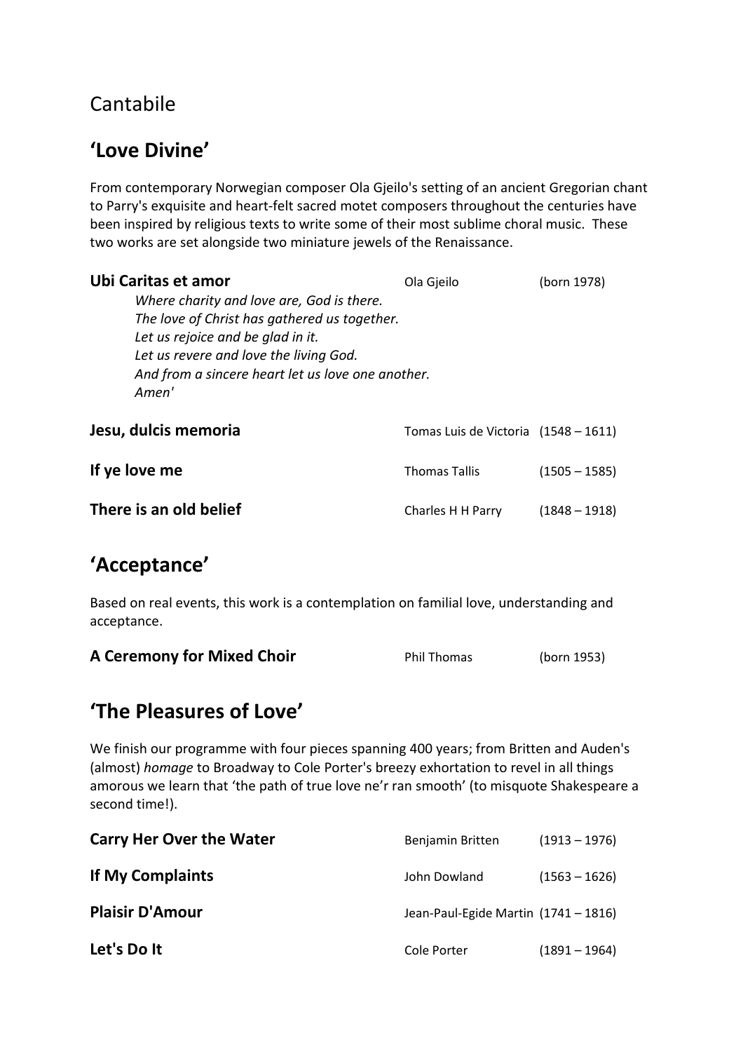Cantabile

## 'Love Divine'

From contemporary Norwegian composer Ola Gjeilo's setting of an ancient Gregorian chant to Parry's exquisite and heart-felt sacred motet composers throughout the centuries have been inspired by religious texts to write some of their most sublime choral music. These two works are set alongside two miniature jewels of the Renaissance.

**Ubi Caritas et amor** — Ola Gjeilo (born 1978)

> *Where charity and love are, God is there.*
> *The love of Christ has gathered us together.*
> *Let us rejoice and be glad in it.*
> *Let us revere and love the living God.*
> *And from a sincere heart let us love one another.*
> *Amen'*

**Jesu, dulcis memoria** — Tomas Luis de Victoria (1548 – 1611)

**If ye love me** — Thomas Tallis (1505 – 1585)

**There is an old belief** — Charles H H Parry (1848 – 1918)

## 'Acceptance'

Based on real events, this work is a contemplation on familial love, understanding and acceptance.

**A Ceremony for Mixed Choir** — Phil Thomas (born 1953)

## 'The Pleasures of Love'

We finish our programme with four pieces spanning 400 years; from Britten and Auden's (almost) *homage* to Broadway to Cole Porter's breezy exhortation to revel in all things amorous we learn that 'the path of true love ne'r ran smooth' (to misquote Shakespeare a second time!).

**Carry Her Over the Water** — Benjamin Britten (1913 – 1976)

**If My Complaints** — John Dowland (1563 – 1626)

**Plaisir D'Amour** — Jean-Paul-Egide Martin (1741 – 1816)

**Let's Do It** — Cole Porter (1891 – 1964)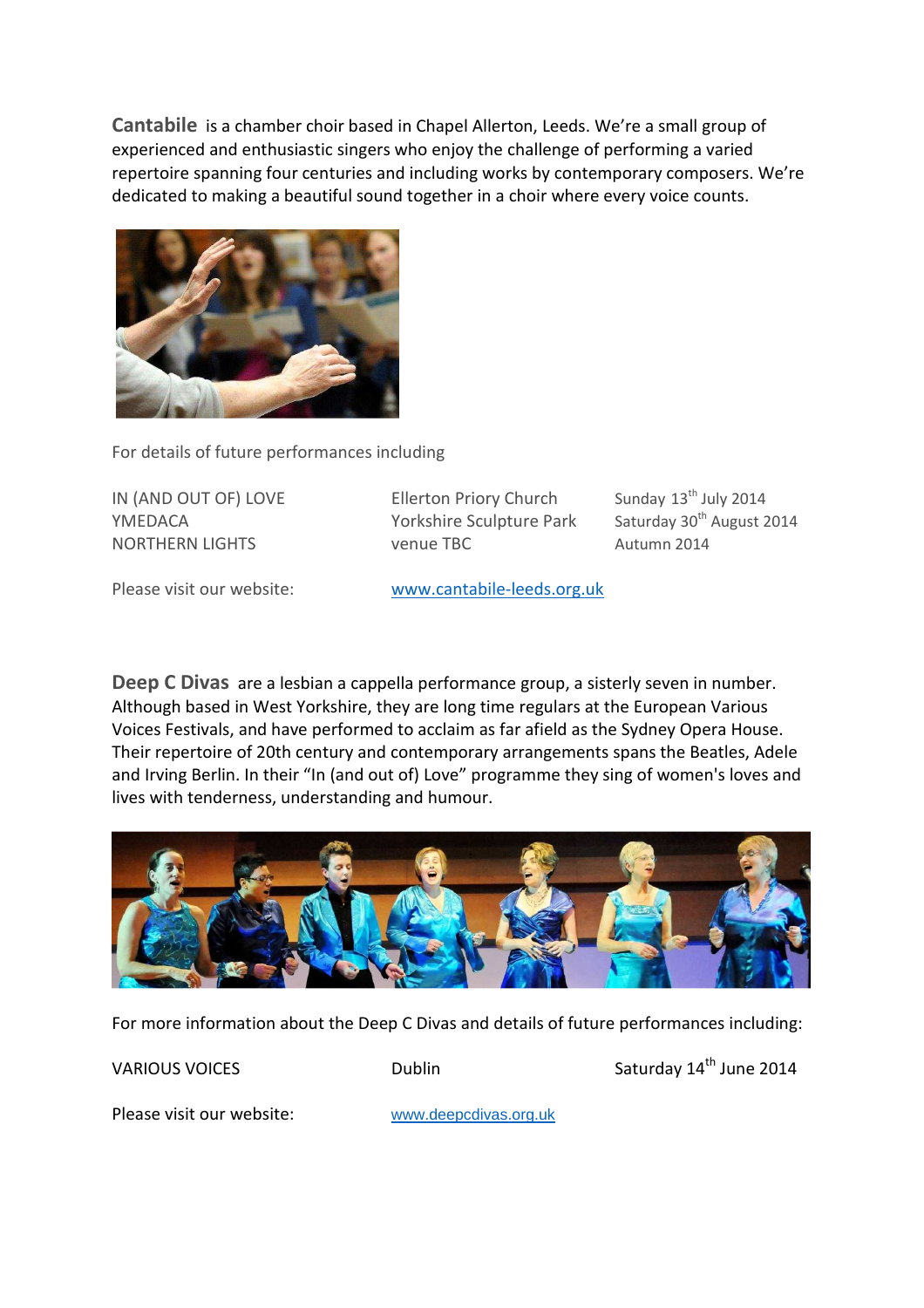**Cantabile** is a chamber choir based in Chapel Allerton, Leeds. We're a small group of experienced and enthusiastic singers who enjoy the challenge of performing a varied repertoire spanning four centuries and including works by contemporary composers. We're dedicated to making a beautiful sound together in a choir where every voice counts.

For details of future performances including

| | | |
|---|---|---|
| IN (AND OUT OF) LOVE | Ellerton Priory Church | Sunday 13th July 2014 |
| YMEDACA | Yorkshire Sculpture Park | Saturday 30th August 2014 |
| NORTHERN LIGHTS | venue TBC | Autumn 2014 |

Please visit our website: www.cantabile-leeds.org.uk

**Deep C Divas** are a lesbian a cappella performance group, a sisterly seven in number. Although based in West Yorkshire, they are long time regulars at the European Various Voices Festivals, and have performed to acclaim as far afield as the Sydney Opera House. Their repertoire of 20th century and contemporary arrangements spans the Beatles, Adele and Irving Berlin. In their "In (and out of) Love" programme they sing of women's loves and lives with tenderness, understanding and humour.

For more information about the Deep C Divas and details of future performances including:

| | | |
|---|---|---|
| VARIOUS VOICES | Dublin | Saturday 14th June 2014 |

Please visit our website: www.deepcdivas.org.uk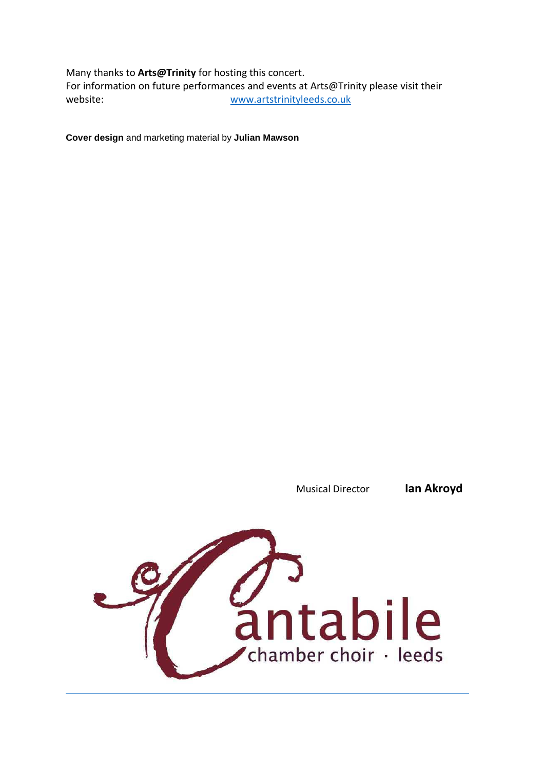Many thanks to **Arts@Trinity** for hosting this concert.
For information on future performances and events at Arts@Trinity please visit their website: www.artstrinityleeds.co.uk

**Cover design** and marketing material by **Julian Mawson**

Musical Director **Ian Akroyd**

Cantabile
chamber choir · leeds